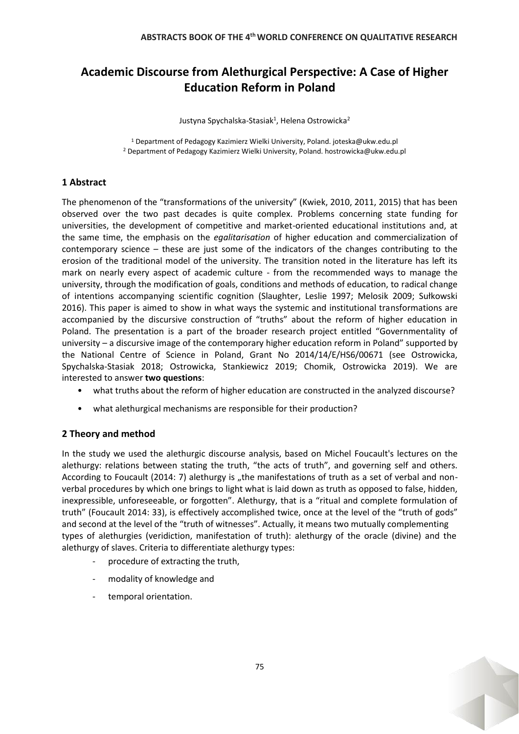# Academic Discourse from Alethurgical Perspective: A Case of Higher Education Reform in Poland

Justyna Spychalska-Stasiak[1], Helena Ostrowicka[2]

[1] Department of Pedagogy Kazimierz Wielki University, Poland. joteska@ukw.edu.pl
[2] Department of Pedagogy Kazimierz Wielki University, Poland. hostrowicka@ukw.edu.pl

## 1 Abstract

The phenomenon of the "transformations of the university" (Kwiek, 2010, 2011, 2015) that has been observed over the two past decades is quite complex. Problems concerning state funding for universities, the development of competitive and market-oriented educational institutions and, at the same time, the emphasis on the *egalitarisation* of higher education and commercialization of contemporary science – these are just some of the indicators of the changes contributing to the erosion of the traditional model of the university. The transition noted in the literature has left its mark on nearly every aspect of academic culture - from the recommended ways to manage the university, through the modification of goals, conditions and methods of education, to radical change of intentions accompanying scientific cognition (Slaughter, Leslie 1997; Melosik 2009; Sułkowski 2016). This paper is aimed to show in what ways the systemic and institutional transformations are accompanied by the discursive construction of "truths" about the reform of higher education in Poland. The presentation is a part of the broader research project entitled "Governmentality of university – a discursive image of the contemporary higher education reform in Poland" supported by the National Centre of Science in Poland, Grant No 2014/14/E/HS6/00671 (see Ostrowicka, Spychalska-Stasiak 2018; Ostrowicka, Stankiewicz 2019; Chomik, Ostrowicka 2019). We are interested to answer **two questions**:

- what truths about the reform of higher education are constructed in the analyzed discourse?
- what alethurgical mechanisms are responsible for their production?

## 2 Theory and method

In the study we used the alethurgic discourse analysis, based on Michel Foucault's lectures on the alethurgy: relations between stating the truth, "the acts of truth", and governing self and others. According to Foucault (2014: 7) alethurgy is „the manifestations of truth as a set of verbal and non-verbal procedures by which one brings to light what is laid down as truth as opposed to false, hidden, inexpressible, unforeseeable, or forgotten". Alethurgy, that is a "ritual and complete formulation of truth" (Foucault 2014: 33), is effectively accomplished twice, once at the level of the "truth of gods" and second at the level of the "truth of witnesses". Actually, it means two mutually complementing types of alethurgies (veridiction, manifestation of truth): alethurgy of the oracle (divine) and the alethurgy of slaves. Criteria to differentiate alethurgy types:

- procedure of extracting the truth,
- modality of knowledge and
- temporal orientation.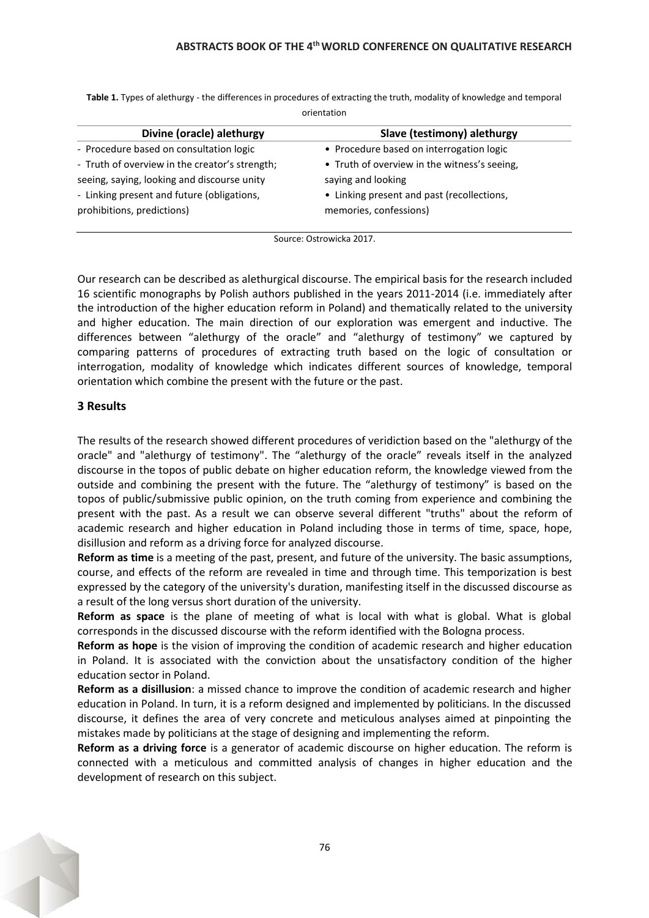**Table 1.** Types of alethurgy - the differences in procedures of extracting the truth, modality of knowledge and temporal orientation

| Divine (oracle) alethurgy | Slave (testimony) alethurgy |
|---|---|
| - Procedure based on consultation logic | • Procedure based on interrogation logic |
| - Truth of overview in the creator's strength; seeing, saying, looking and discourse unity | • Truth of overview in the witness's seeing, saying and looking |
| - Linking present and future (obligations, prohibitions, predictions) | • Linking present and past (recollections, memories, confessions) |

Source: Ostrowicka 2017.

Our research can be described as alethurgical discourse. The empirical basis for the research included 16 scientific monographs by Polish authors published in the years 2011-2014 (i.e. immediately after the introduction of the higher education reform in Poland) and thematically related to the university and higher education. The main direction of our exploration was emergent and inductive. The differences between "alethurgy of the oracle" and "alethurgy of testimony" we captured by comparing patterns of procedures of extracting truth based on the logic of consultation or interrogation, modality of knowledge which indicates different sources of knowledge, temporal orientation which combine the present with the future or the past.

## 3 Results

The results of the research showed different procedures of veridiction based on the "alethurgy of the oracle" and "alethurgy of testimony". The "alethurgy of the oracle" reveals itself in the analyzed discourse in the topos of public debate on higher education reform, the knowledge viewed from the outside and combining the present with the future. The "alethurgy of testimony" is based on the topos of public/submissive public opinion, on the truth coming from experience and combining the present with the past. As a result we can observe several different "truths" about the reform of academic research and higher education in Poland including those in terms of time, space, hope, disillusion and reform as a driving force for analyzed discourse.

**Reform as time** is a meeting of the past, present, and future of the university. The basic assumptions, course, and effects of the reform are revealed in time and through time. This temporization is best expressed by the category of the university's duration, manifesting itself in the discussed discourse as a result of the long versus short duration of the university.

**Reform as space** is the plane of meeting of what is local with what is global. What is global corresponds in the discussed discourse with the reform identified with the Bologna process.

**Reform as hope** is the vision of improving the condition of academic research and higher education in Poland. It is associated with the conviction about the unsatisfactory condition of the higher education sector in Poland.

**Reform as a disillusion**: a missed chance to improve the condition of academic research and higher education in Poland. In turn, it is a reform designed and implemented by politicians. In the discussed discourse, it defines the area of very concrete and meticulous analyses aimed at pinpointing the mistakes made by politicians at the stage of designing and implementing the reform.

**Reform as a driving force** is a generator of academic discourse on higher education. The reform is connected with a meticulous and committed analysis of changes in higher education and the development of research on this subject.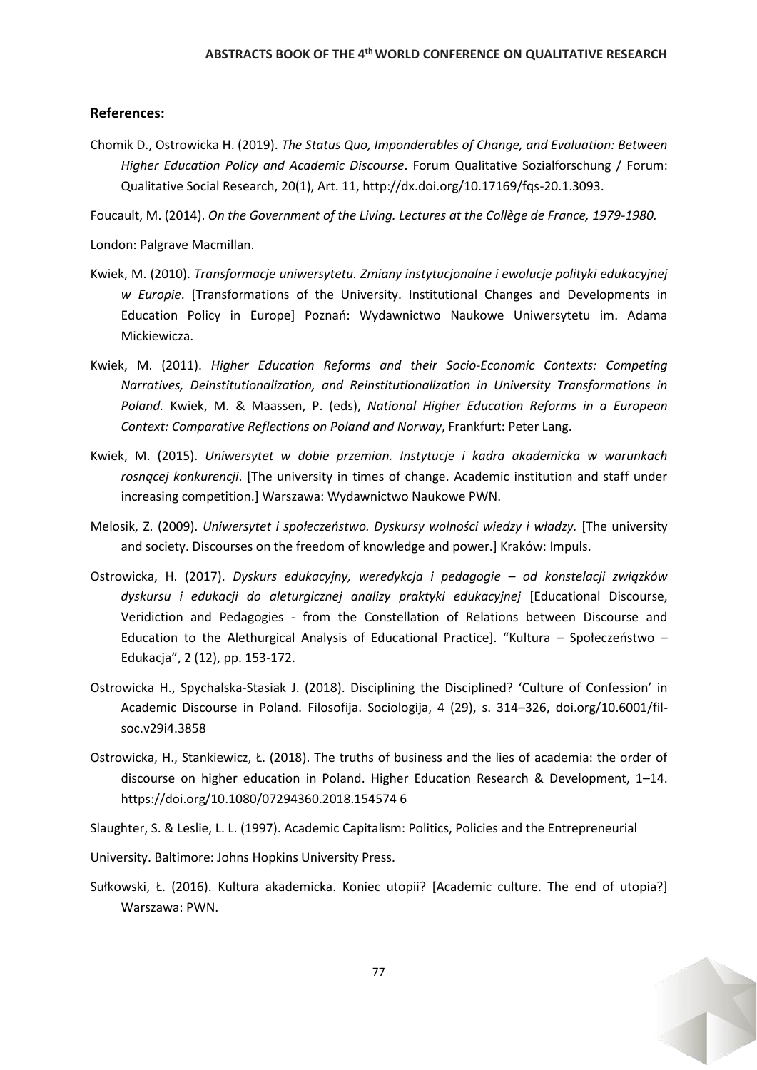**References:**

Chomik D., Ostrowicka H. (2019). *The Status Quo, Imponderables of Change, and Evaluation: Between Higher Education Policy and Academic Discourse*. Forum Qualitative Sozialforschung / Forum: Qualitative Social Research, 20(1), Art. 11, http://dx.doi.org/10.17169/fqs-20.1.3093.

Foucault, M. (2014). *On the Government of the Living. Lectures at the Collège de France, 1979-1980.*

London: Palgrave Macmillan.

Kwiek, M. (2010). *Transformacje uniwersytetu. Zmiany instytucjonalne i ewolucje polityki edukacyjnej w Europie*. [Transformations of the University. Institutional Changes and Developments in Education Policy in Europe] Poznań: Wydawnictwo Naukowe Uniwersytetu im. Adama Mickiewicza.

Kwiek, M. (2011). *Higher Education Reforms and their Socio-Economic Contexts: Competing Narratives, Deinstitutionalization, and Reinstitutionalization in University Transformations in Poland.* Kwiek, M. & Maassen, P. (eds), *National Higher Education Reforms in a European Context: Comparative Reflections on Poland and Norway*, Frankfurt: Peter Lang.

Kwiek, M. (2015). *Uniwersytet w dobie przemian. Instytucje i kadra akademicka w warunkach rosnącej konkurencji*. [The university in times of change. Academic institution and staff under increasing competition.] Warszawa: Wydawnictwo Naukowe PWN.

Melosik, Z. (2009). *Uniwersytet i społeczeństwo. Dyskursy wolności wiedzy i władzy.* [The university and society. Discourses on the freedom of knowledge and power.] Kraków: Impuls.

Ostrowicka, H. (2017). *Dyskurs edukacyjny, weredykcja i pedagogie – od konstelacji związków dyskursu i edukacji do aleturgicznej analizy praktyki edukacyjnej* [Educational Discourse, Veridiction and Pedagogies - from the Constellation of Relations between Discourse and Education to the Alethurgical Analysis of Educational Practice]. "Kultura – Społeczeństwo – Edukacja", 2 (12), pp. 153-172.

Ostrowicka H., Spychalska-Stasiak J. (2018). Disciplining the Disciplined? 'Culture of Confession' in Academic Discourse in Poland. Filosofija. Sociologija, 4 (29), s. 314–326, doi.org/10.6001/fil-soc.v29i4.3858

Ostrowicka, H., Stankiewicz, Ł. (2018). The truths of business and the lies of academia: the order of discourse on higher education in Poland. Higher Education Research & Development, 1–14. https://doi.org/10.1080/07294360.2018.154574 6

Slaughter, S. & Leslie, L. L. (1997). Academic Capitalism: Politics, Policies and the Entrepreneurial

University. Baltimore: Johns Hopkins University Press.

Sułkowski, Ł. (2016). Kultura akademicka. Koniec utopii? [Academic culture. The end of utopia?] Warszawa: PWN.